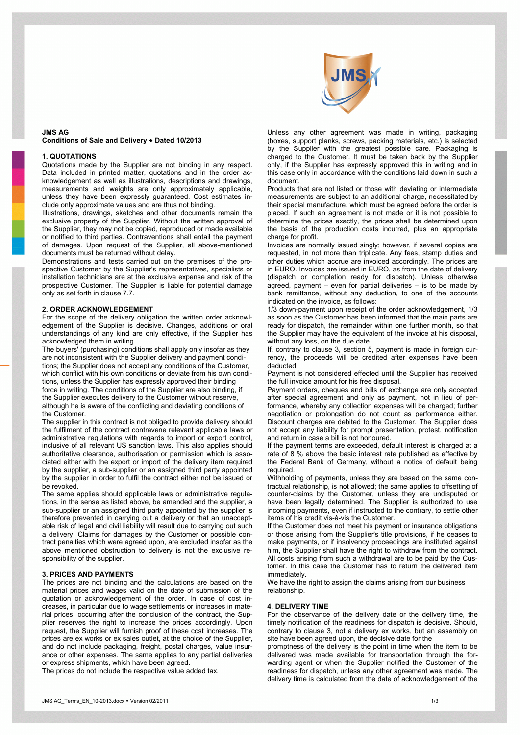**JMS AG**
**Conditions of Sale and Delivery ♦ Dated 10/2013**

## 1. QUOTATIONS

Quotations made by the Supplier are not binding in any respect. Data included in printed matter, quotations and in the order acknowledgement as well as illustrations, descriptions and drawings, measurements and weights are only approximately applicable, unless they have been expressly guaranteed. Cost estimates include only approximate values and are thus not binding.

Illustrations, drawings, sketches and other documents remain the exclusive property of the Supplier. Without the written approval of the Supplier, they may not be copied, reproduced or made available or notified to third parties. Contraventions shall entail the payment of damages. Upon request of the Supplier, all above-mentioned documents must be returned without delay.

Demonstrations and tests carried out on the premises of the prospective Customer by the Supplier's representatives, specialists or installation technicians are at the exclusive expense and risk of the prospective Customer. The Supplier is liable for potential damage only as set forth in clause 7.7.

## 2. ORDER ACKNOWLEDGEMENT

For the scope of the delivery obligation the written order acknowledgement of the Supplier is decisive. Changes, additions or oral understandings of any kind are only effective, if the Supplier has acknowledged them in writing.

The buyers' (purchasing) conditions shall apply only insofar as they are not inconsistent with the Supplier delivery and payment conditions; the Supplier does not accept any conditions of the Customer, which conflict with his own conditions or deviate from his own conditions, unless the Supplier has expressly approved their binding force in writing. The conditions of the Supplier are also binding, if the Supplier executes delivery to the Customer without reserve, although he is aware of the conflicting and deviating conditions of the Customer.

The supplier in this contract is not obliged to provide delivery should the fulfilment of the contract contravene relevant applicable laws or administrative regulations with regards to import or export control, inclusive of all relevant US sanction laws. This also applies should authoritative clearance, authorisation or permission which is associated either with the export or import of the delivery item required by the supplier, a sub-supplier or an assigned third party appointed by the supplier in order to fulfil the contract either not be issued or be revoked.

The same applies should applicable laws or administrative regulations, in the sense as listed above, be amended and the supplier, a sub-supplier or an assigned third party appointed by the supplier is therefore prevented in carrying out a delivery or that an unacceptable risk of legal and civil liability will result due to carrying out such a delivery. Claims for damages by the Customer or possible contract penalties which were agreed upon, are excluded insofar as the above mentioned obstruction to delivery is not the exclusive responsibility of the supplier.

## 3. PRICES AND PAYMENTS

The prices are not binding and the calculations are based on the material prices and wages valid on the date of submission of the quotation or acknowledgement of the order. In case of cost increases, in particular due to wage settlements or increases in material prices, occurring after the conclusion of the contract, the Supplier reserves the right to increase the prices accordingly. Upon request, the Supplier will furnish proof of these cost increases. The prices are ex works or ex sales outlet, at the choice of the Supplier, and do not include packaging, freight, postal charges, value insurance or other expenses. The same applies to any partial deliveries or express shipments, which have been agreed.

The prices do not include the respective value added tax.

Unless any other agreement was made in writing, packaging (boxes, support planks, screws, packing materials, etc.) is selected by the Supplier with the greatest possible care. Packaging is charged to the Customer. It must be taken back by the Supplier only, if the Supplier has expressly approved this in writing and in this case only in accordance with the conditions laid down in such a document.

Products that are not listed or those with deviating or intermediate measurements are subject to an additional charge, necessitated by their special manufacture, which must be agreed before the order is placed. If such an agreement is not made or it is not possible to determine the prices exactly, the prices shall be determined upon the basis of the production costs incurred, plus an appropriate charge for profit.

Invoices are normally issued singly; however, if several copies are requested, in not more than triplicate. Any fees, stamp duties and other duties which accrue are invoiced accordingly. The prices are in EURO. Invoices are issued in EURO, as from the date of delivery (dispatch or completion ready for dispatch). Unless otherwise agreed, payment – even for partial deliveries – is to be made by bank remittance, without any deduction, to one of the accounts indicated on the invoice, as follows:

1/3 down-payment upon receipt of the order acknowledgement, 1/3 as soon as the Customer has been informed that the main parts are ready for dispatch, the remainder within one further month, so that the Supplier may have the equivalent of the invoice at his disposal, without any loss, on the due date.

If, contrary to clause 3, section 5, payment is made in foreign currency, the proceeds will be credited after expenses have been deducted.

Payment is not considered effected until the Supplier has received the full invoice amount for his free disposal.

Payment orders, cheques and bills of exchange are only accepted after special agreement and only as payment, not in lieu of performance, whereby any collection expenses will be charged; further negotiation or prolongation do not count as performance either. Discount charges are debited to the Customer. The Supplier does not accept any liability for prompt presentation, protest, notification and return in case a bill is not honoured.

If the payment terms are exceeded, default interest is charged at a rate of 8 % above the basic interest rate published as effective by the Federal Bank of Germany, without a notice of default being required.

Withholding of payments, unless they are based on the same contractual relationship, is not allowed; the same applies to offsetting of counter-claims by the Customer, unless they are undisputed or have been legally determined. The Supplier is authorized to use incoming payments, even if instructed to the contrary, to settle other items of his credit vis-à-vis the Customer.

If the Customer does not meet his payment or insurance obligations or those arising from the Supplier's title provisions, if he ceases to make payments, or if insolvency proceedings are instituted against him, the Supplier shall have the right to withdraw from the contract. All costs arising from such a withdrawal are to be paid by the Customer. In this case the Customer has to return the delivered item immediately.

We have the right to assign the claims arising from our business relationship.

## 4. DELIVERY TIME

For the observance of the delivery date or the delivery time, the timely notification of the readiness for dispatch is decisive. Should, contrary to clause 3, not a delivery ex works, but an assembly on site have been agreed upon, the decisive date for the promptness of the delivery is the point in time when the item to be delivered was made available for transportation through the forwarding agent or when the Supplier notified the Customer of the readiness for dispatch, unless any other agreement was made. The delivery time is calculated from the date of acknowledgement of the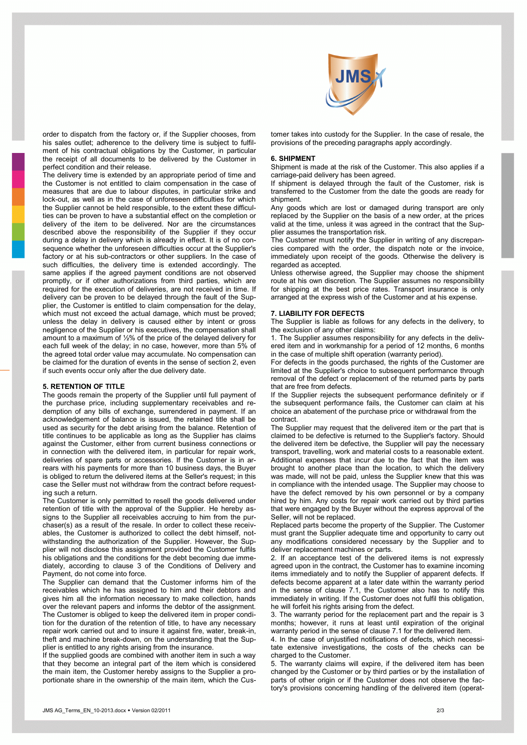order to dispatch from the factory or, if the Supplier chooses, from his sales outlet; adherence to the delivery time is subject to fulfilment of his contractual obligations by the Customer, in particular the receipt of all documents to be delivered by the Customer in perfect condition and their release.

The delivery time is extended by an appropriate period of time and the Customer is not entitled to claim compensation in the case of measures that are due to labour disputes, in particular strike and lock-out, as well as in the case of unforeseen difficulties for which the Supplier cannot be held responsible, to the extent these difficulties can be proven to have a substantial effect on the completion or delivery of the item to be delivered. Nor are the circumstances described above the responsibility of the Supplier if they occur during a delay in delivery which is already in effect. It is of no consequence whether the unforeseen difficulties occur at the Supplier's factory or at his sub-contractors or other suppliers. In the case of such difficulties, the delivery time is extended accordingly. The same applies if the agreed payment conditions are not observed promptly, or if other authorizations from third parties, which are required for the execution of deliveries, are not received in time. If delivery can be proven to be delayed through the fault of the Supplier, the Customer is entitled to claim compensation for the delay, which must not exceed the actual damage, which must be proved; unless the delay in delivery is caused either by intent or gross negligence of the Supplier or his executives, the compensation shall amount to a maximum of ½% of the price of the delayed delivery for each full week of the delay; in no case, however, more than 5% of the agreed total order value may accumulate. No compensation can be claimed for the duration of events in the sense of section 2, even if such events occur only after the due delivery date.

## 5. RETENTION OF TITLE

The goods remain the property of the Supplier until full payment of the purchase price, including supplementary receivables and redemption of any bills of exchange, surrendered in payment. If an acknowledgement of balance is issued, the retained title shall be used as security for the debt arising from the balance. Retention of title continues to be applicable as long as the Supplier has claims against the Customer, either from current business connections or in connection with the delivered item, in particular for repair work, deliveries of spare parts or accessories. If the Customer is in arrears with his payments for more than 10 business days, the Buyer is obliged to return the delivered items at the Seller's request; in this case the Seller must not withdraw from the contract before requesting such a return.

The Customer is only permitted to resell the goods delivered under retention of title with the approval of the Supplier. He hereby assigns to the Supplier all receivables accruing to him from the purchaser(s) as a result of the resale. In order to collect these receivables, the Customer is authorized to collect the debt himself, notwithstanding the authorization of the Supplier. However, the Supplier will not disclose this assignment provided the Customer fulfils his obligations and the conditions for the debt becoming due immediately, according to clause 3 of the Conditions of Delivery and Payment, do not come into force.

The Supplier can demand that the Customer informs him of the receivables which he has assigned to him and their debtors and gives him all the information necessary to make collection, hands over the relevant papers and informs the debtor of the assignment. The Customer is obliged to keep the delivered item in proper condition for the duration of the retention of title, to have any necessary repair work carried out and to insure it against fire, water, break-in, theft and machine break-down, on the understanding that the Supplier is entitled to any rights arising from the insurance.

If the supplied goods are combined with another item in such a way that they become an integral part of the item which is considered the main item, the Customer hereby assigns to the Supplier a proportionate share in the ownership of the main item, which the Customer takes into custody for the Supplier. In the case of resale, the provisions of the preceding paragraphs apply accordingly.

## 6. SHIPMENT

Shipment is made at the risk of the Customer. This also applies if a carriage-paid delivery has been agreed.

If shipment is delayed through the fault of the Customer, risk is transferred to the Customer from the date the goods are ready for shipment.

Any goods which are lost or damaged during transport are only replaced by the Supplier on the basis of a new order, at the prices valid at the time, unless it was agreed in the contract that the Supplier assumes the transportation risk.

The Customer must notify the Supplier in writing of any discrepancies compared with the order, the dispatch note or the invoice, immediately upon receipt of the goods. Otherwise the delivery is regarded as accepted.

Unless otherwise agreed, the Supplier may choose the shipment route at his own discretion. The Supplier assumes no responsibility for shipping at the best price rates. Transport insurance is only arranged at the express wish of the Customer and at his expense.

## 7. LIABILITY FOR DEFECTS

The Supplier is liable as follows for any defects in the delivery, to the exclusion of any other claims:

1. The Supplier assumes responsibility for any defects in the delivered item and in workmanship for a period of 12 months, 6 months in the case of multiple shift operation (warranty period).

For defects in the goods purchased, the rights of the Customer are limited at the Supplier's choice to subsequent performance through removal of the defect or replacement of the returned parts by parts that are free from defects.

If the Supplier rejects the subsequent performance definitely or if the subsequent performance fails, the Customer can claim at his choice an abatement of the purchase price or withdrawal from the contract.

The Supplier may request that the delivered item or the part that is claimed to be defective is returned to the Supplier's factory. Should the delivered item be defective, the Supplier will pay the necessary transport, travelling, work and material costs to a reasonable extent. Additional expenses that incur due to the fact that the item was brought to another place than the location, to which the delivery was made, will not be paid, unless the Supplier knew that this was in compliance with the intended usage. The Supplier may choose to have the defect removed by his own personnel or by a company hired by him. Any costs for repair work carried out by third parties that were engaged by the Buyer without the express approval of the Seller, will not be replaced.

Replaced parts become the property of the Supplier. The Customer must grant the Supplier adequate time and opportunity to carry out any modifications considered necessary by the Supplier and to deliver replacement machines or parts.

2. If an acceptance test of the delivered items is not expressly agreed upon in the contract, the Customer has to examine incoming items immediately and to notify the Supplier of apparent defects. If defects become apparent at a later date within the warranty period in the sense of clause 7.1, the Customer also has to notify this immediately in writing. If the Customer does not fulfil this obligation, he will forfeit his rights arising from the defect.

3. The warranty period for the replacement part and the repair is 3 months; however, it runs at least until expiration of the original warranty period in the sense of clause 7.1 for the delivered item.

4. In the case of unjustified notifications of defects, which necessitate extensive investigations, the costs of the checks can be charged to the Customer.

5. The warranty claims will expire, if the delivered item has been changed by the Customer or by third parties or by the installation of parts of other origin or if the Customer does not observe the factory's provisions concerning handling of the delivered item (operat-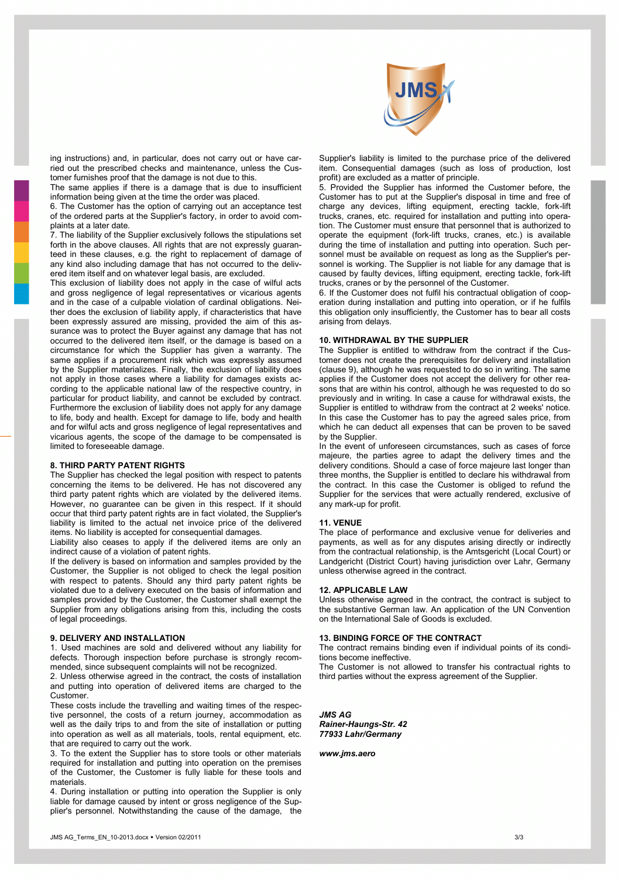ing instructions) and, in particular, does not carry out or have carried out the prescribed checks and maintenance, unless the Customer furnishes proof that the damage is not due to this.
The same applies if there is a damage that is due to insufficient information being given at the time the order was placed.
6. The Customer has the option of carrying out an acceptance test of the ordered parts at the Supplier's factory, in order to avoid complaints at a later date.
7. The liability of the Supplier exclusively follows the stipulations set forth in the above clauses. All rights that are not expressly guaranteed in these clauses, e.g. the right to replacement of damage of any kind also including damage that has not occurred to the delivered item itself and on whatever legal basis, are excluded.
This exclusion of liability does not apply in the case of wilful acts and gross negligence of legal representatives or vicarious agents and in the case of a culpable violation of cardinal obligations. Neither does the exclusion of liability apply, if characteristics that have been expressly assured are missing, provided the aim of this assurance was to protect the Buyer against any damage that has not occurred to the delivered item itself, or the damage is based on a circumstance for which the Supplier has given a warranty. The same applies if a procurement risk which was expressly assumed by the Supplier materializes. Finally, the exclusion of liability does not apply in those cases where a liability for damages exists according to the applicable national law of the respective country, in particular for product liability, and cannot be excluded by contract. Furthermore the exclusion of liability does not apply for any damage to life, body and health. Except for damage to life, body and health and for wilful acts and gross negligence of legal representatives and vicarious agents, the scope of the damage to be compensated is limited to foreseeable damage.

## 8. THIRD PARTY PATENT RIGHTS

The Supplier has checked the legal position with respect to patents concerning the items to be delivered. He has not discovered any third party patent rights which are violated by the delivered items. However, no guarantee can be given in this respect. If it should occur that third party patent rights are in fact violated, the Supplier's liability is limited to the actual net invoice price of the delivered items. No liability is accepted for consequential damages.
Liability also ceases to apply if the delivered items are only an indirect cause of a violation of patent rights.
If the delivery is based on information and samples provided by the Customer, the Supplier is not obliged to check the legal position with respect to patents. Should any third party patent rights be violated due to a delivery executed on the basis of information and samples provided by the Customer, the Customer shall exempt the Supplier from any obligations arising from this, including the costs of legal proceedings.

## 9. DELIVERY AND INSTALLATION

1. Used machines are sold and delivered without any liability for defects. Thorough inspection before purchase is strongly recommended, since subsequent complaints will not be recognized.
2. Unless otherwise agreed in the contract, the costs of installation and putting into operation of delivered items are charged to the Customer.
These costs include the travelling and waiting times of the respective personnel, the costs of a return journey, accommodation as well as the daily trips to and from the site of installation or putting into operation as well as all materials, tools, rental equipment, etc. that are required to carry out the work.
3. To the extent the Supplier has to store tools or other materials required for installation and putting into operation on the premises of the Customer, the Customer is fully liable for these tools and materials.
4. During installation or putting into operation the Supplier is only liable for damage caused by intent or gross negligence of the Supplier's personnel. Notwithstanding the cause of the damage, the Supplier's liability is limited to the purchase price of the delivered item. Consequential damages (such as loss of production, lost profit) are excluded as a matter of principle.
5. Provided the Supplier has informed the Customer before, the Customer has to put at the Supplier's disposal in time and free of charge any devices, lifting equipment, erecting tackle, fork-lift trucks, cranes, etc. required for installation and putting into operation. The Customer must ensure that personnel that is authorized to operate the equipment (fork-lift trucks, cranes, etc.) is available during the time of installation and putting into operation. Such personnel must be available on request as long as the Supplier's personnel is working. The Supplier is not liable for any damage that is caused by faulty devices, lifting equipment, erecting tackle, fork-lift trucks, cranes or by the personnel of the Customer.
6. If the Customer does not fulfil his contractual obligation of cooperation during installation and putting into operation, or if he fulfils this obligation only insufficiently, the Customer has to bear all costs arising from delays.

## 10. WITHDRAWAL BY THE SUPPLIER

The Supplier is entitled to withdraw from the contract if the Customer does not create the prerequisites for delivery and installation (clause 9), although he was requested to do so in writing. The same applies if the Customer does not accept the delivery for other reasons that are within his control, although he was requested to do so previously and in writing. In case a cause for withdrawal exists, the Supplier is entitled to withdraw from the contract at 2 weeks' notice. In this case the Customer has to pay the agreed sales price, from which he can deduct all expenses that can be proven to be saved by the Supplier.
In the event of unforeseen circumstances, such as cases of force majeure, the parties agree to adapt the delivery times and the delivery conditions. Should a case of force majeure last longer than three months, the Supplier is entitled to declare his withdrawal from the contract. In this case the Customer is obliged to refund the Supplier for the services that were actually rendered, exclusive of any mark-up for profit.

## 11. VENUE

The place of performance and exclusive venue for deliveries and payments, as well as for any disputes arising directly or indirectly from the contractual relationship, is the Amtsgericht (Local Court) or Landgericht (District Court) having jurisdiction over Lahr, Germany unless otherwise agreed in the contract.

## 12. APPLICABLE LAW

Unless otherwise agreed in the contract, the contract is subject to the substantive German law. An application of the UN Convention on the International Sale of Goods is excluded.

## 13. BINDING FORCE OF THE CONTRACT

The contract remains binding even if individual points of its conditions become ineffective.
The Customer is not allowed to transfer his contractual rights to third parties without the express agreement of the Supplier.

***JMS AG***
***Rainer-Haungs-Str. 42***
***77933 Lahr/Germany***

***www.jms.aero***